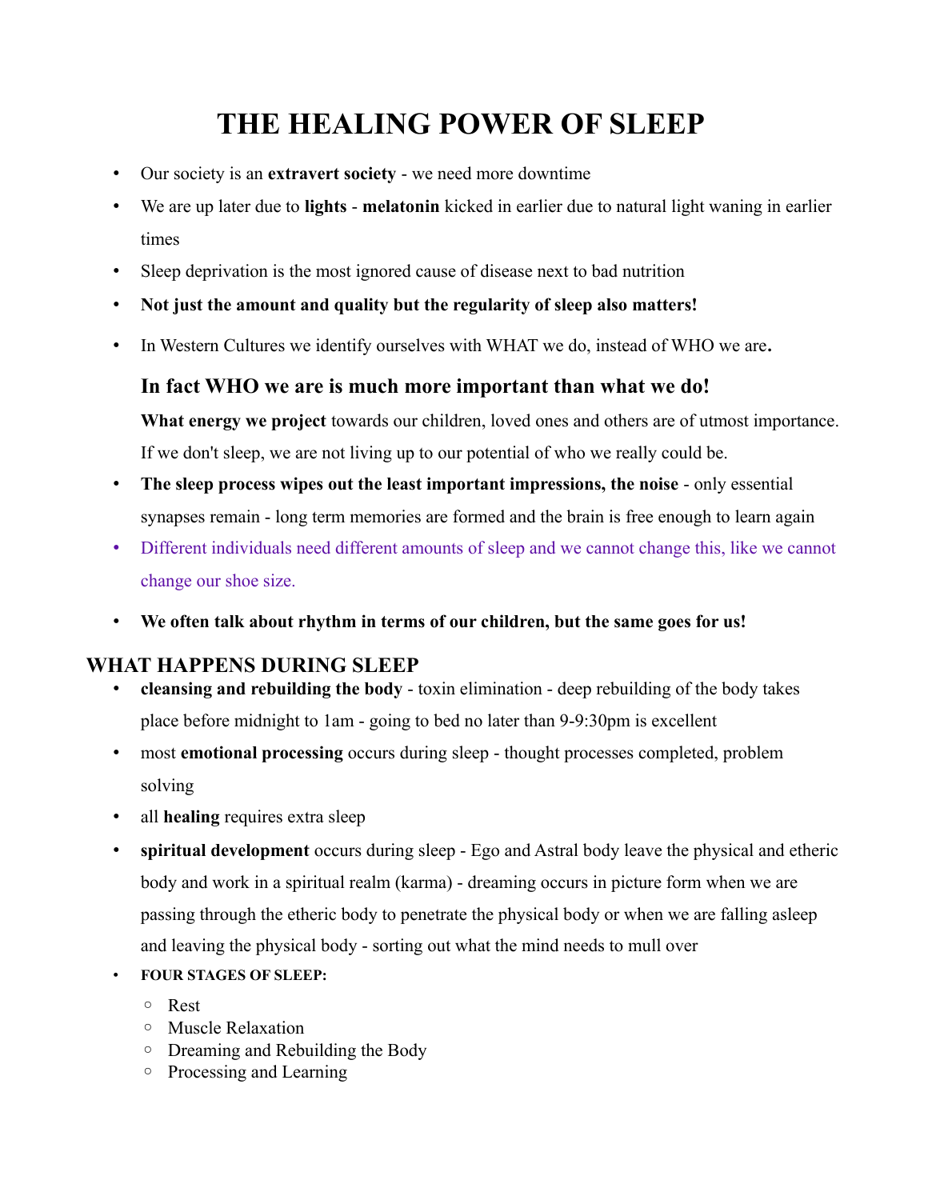# THE HEALING POWER OF SLEEP

- Our society is an **extravert society** - we need more downtime
- We are up later due to **lights** - **melatonin** kicked in earlier due to natural light waning in earlier times
- Sleep deprivation is the most ignored cause of disease next to bad nutrition
- **Not just the amount and quality but the regularity of sleep also matters!**
- In Western Cultures we identify ourselves with WHAT we do, instead of WHO we are**.**

  ### In fact WHO we are is much more important than what we do!

  **What energy we project** towards our children, loved ones and others are of utmost importance. If we don't sleep, we are not living up to our potential of who we really could be.
- **The sleep process wipes out the least important impressions, the noise** - only essential synapses remain - long term memories are formed and the brain is free enough to learn again
- Different individuals need different amounts of sleep and we cannot change this, like we cannot change our shoe size.
- **We often talk about rhythm in terms of our children, but the same goes for us!**

## WHAT HAPPENS DURING SLEEP

- **cleansing and rebuilding the body** - toxin elimination - deep rebuilding of the body takes place before midnight to 1am - going to bed no later than 9-9:30pm is excellent
- most **emotional processing** occurs during sleep - thought processes completed, problem solving
- all **healing** requires extra sleep
- **spiritual development** occurs during sleep - Ego and Astral body leave the physical and etheric body and work in a spiritual realm (karma) - dreaming occurs in picture form when we are passing through the etheric body to penetrate the physical body or when we are falling asleep and leaving the physical body - sorting out what the mind needs to mull over
- **FOUR STAGES OF SLEEP:**
  - Rest
  - Muscle Relaxation
  - Dreaming and Rebuilding the Body
  - Processing and Learning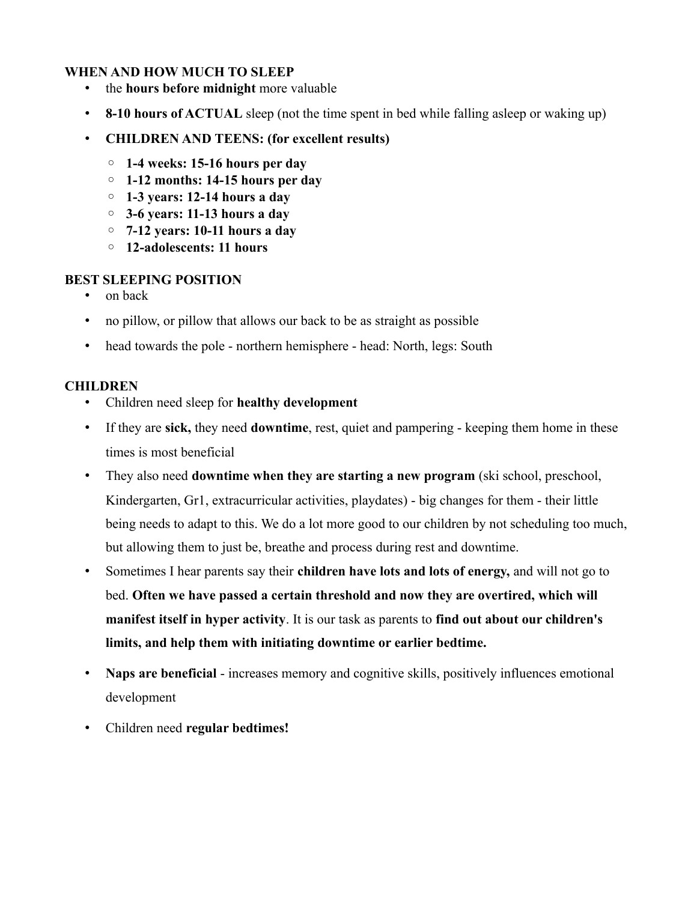**WHEN AND HOW MUCH TO SLEEP**

- the **hours before midnight** more valuable
- **8-10 hours of ACTUAL** sleep (not the time spent in bed while falling asleep or waking up)
- **CHILDREN AND TEENS: (for excellent results)**
    - **1-4 weeks: 15-16 hours per day**
    - **1-12 months: 14-15 hours per day**
    - **1-3 years: 12-14 hours a day**
    - **3-6 years: 11-13 hours a day**
    - **7-12 years: 10-11 hours a day**
    - **12-adolescents: 11 hours**

**BEST SLEEPING POSITION**

- on back
- no pillow, or pillow that allows our back to be as straight as possible
- head towards the pole - northern hemisphere - head: North, legs: South

**CHILDREN**

- Children need sleep for **healthy development**
- If they are **sick,** they need **downtime**, rest, quiet and pampering - keeping them home in these times is most beneficial
- They also need **downtime when they are starting a new program** (ski school, preschool, Kindergarten, Gr1, extracurricular activities, playdates) - big changes for them - their little being needs to adapt to this. We do a lot more good to our children by not scheduling too much, but allowing them to just be, breathe and process during rest and downtime.
- Sometimes I hear parents say their **children have lots and lots of energy,** and will not go to bed. **Often we have passed a certain threshold and now they are overtired, which will manifest itself in hyper activity**. It is our task as parents to **find out about our children's limits, and help them with initiating downtime or earlier bedtime.**
- **Naps are beneficial** - increases memory and cognitive skills, positively influences emotional development
- Children need **regular bedtimes!**